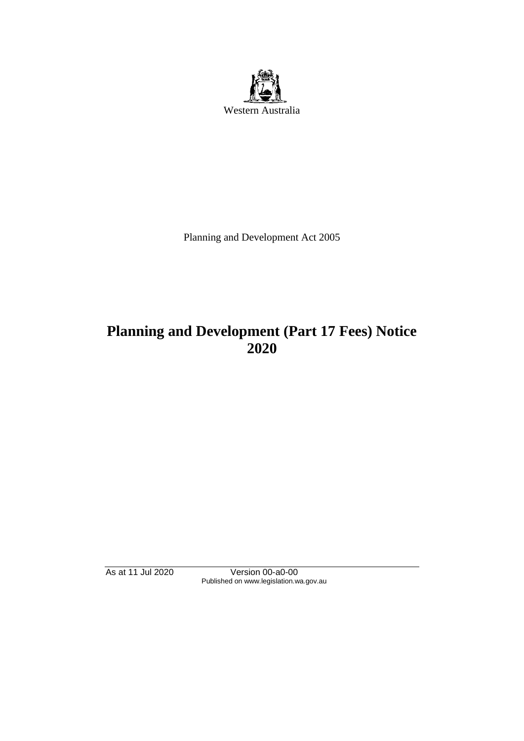Western Australia

Planning and Development Act 2005

# Planning and Development (Part 17 Fees) Notice 2020

As at 11 Jul 2020 Version 00-a0-00
Published on www.legislation.wa.gov.au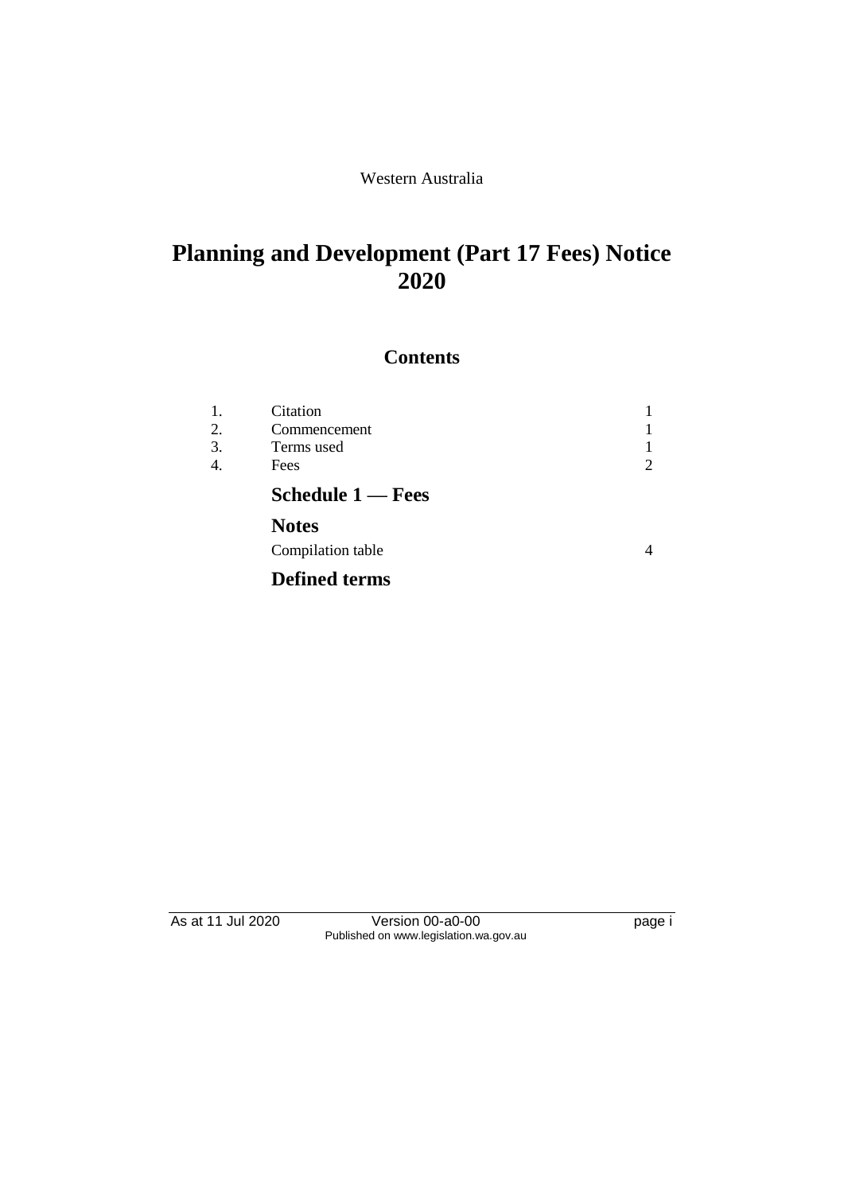Western Australia

# Planning and Development (Part 17 Fees) Notice 2020

## Contents

| | | |
|---|---|---|
| 1. | Citation | 1 |
| 2. | Commencement | 1 |
| 3. | Terms used | 1 |
| 4. | Fees | 2 |
| | **Schedule 1 — Fees** | |
| | **Notes** | |
| | Compilation table | 4 |
| | **Defined terms** | |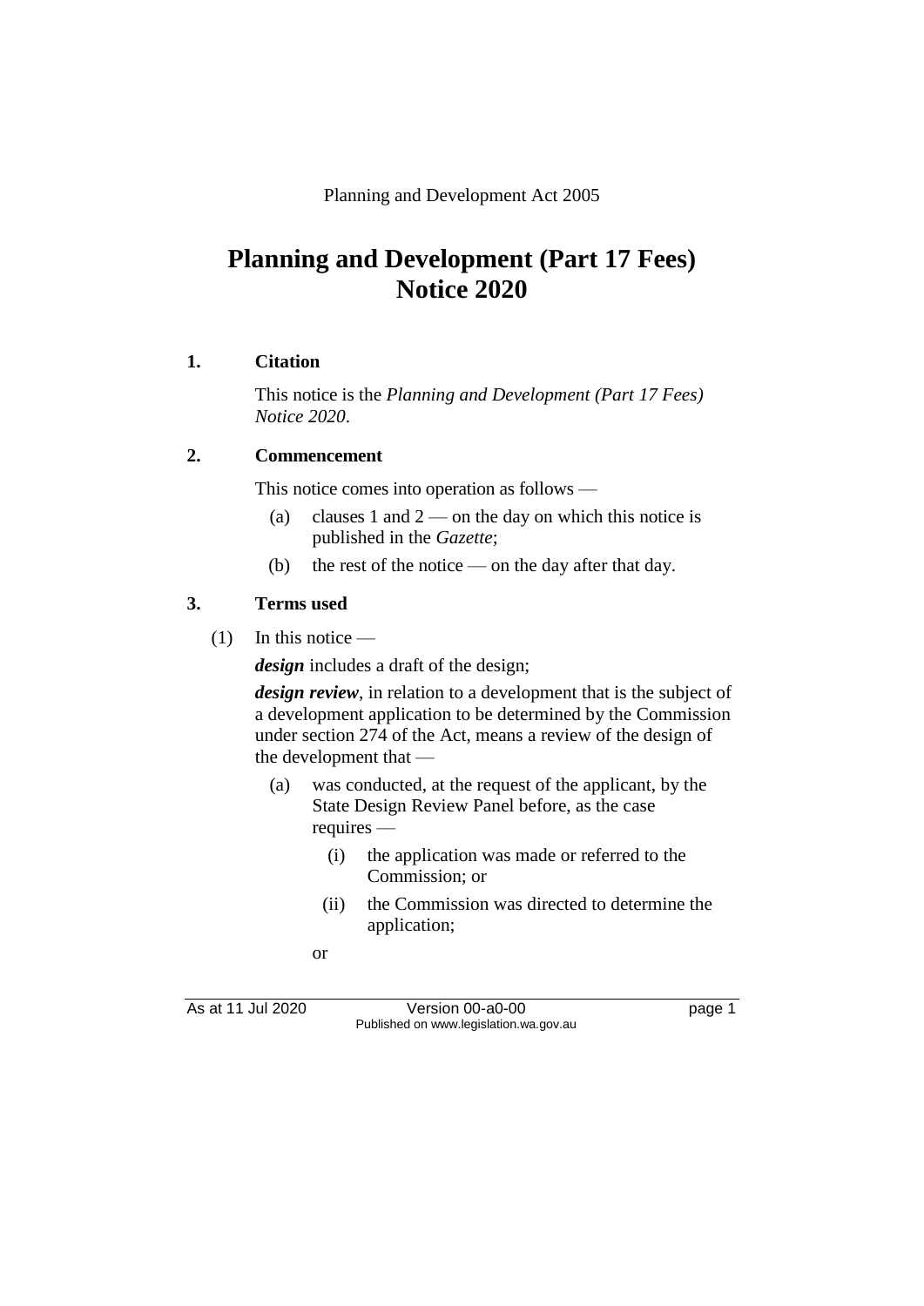Planning and Development Act 2005

# Planning and Development (Part 17 Fees) Notice 2020

## 1. Citation

This notice is the *Planning and Development (Part 17 Fees) Notice 2020*.

## 2. Commencement

This notice comes into operation as follows —

(a) clauses 1 and 2 — on the day on which this notice is published in the *Gazette*;

(b) the rest of the notice — on the day after that day.

## 3. Terms used

(1) In this notice —

***design*** includes a draft of the design;

***design review***, in relation to a development that is the subject of a development application to be determined by the Commission under section 274 of the Act, means a review of the design of the development that —

(a) was conducted, at the request of the applicant, by the State Design Review Panel before, as the case requires —

(i) the application was made or referred to the Commission; or

(ii) the Commission was directed to determine the application;

or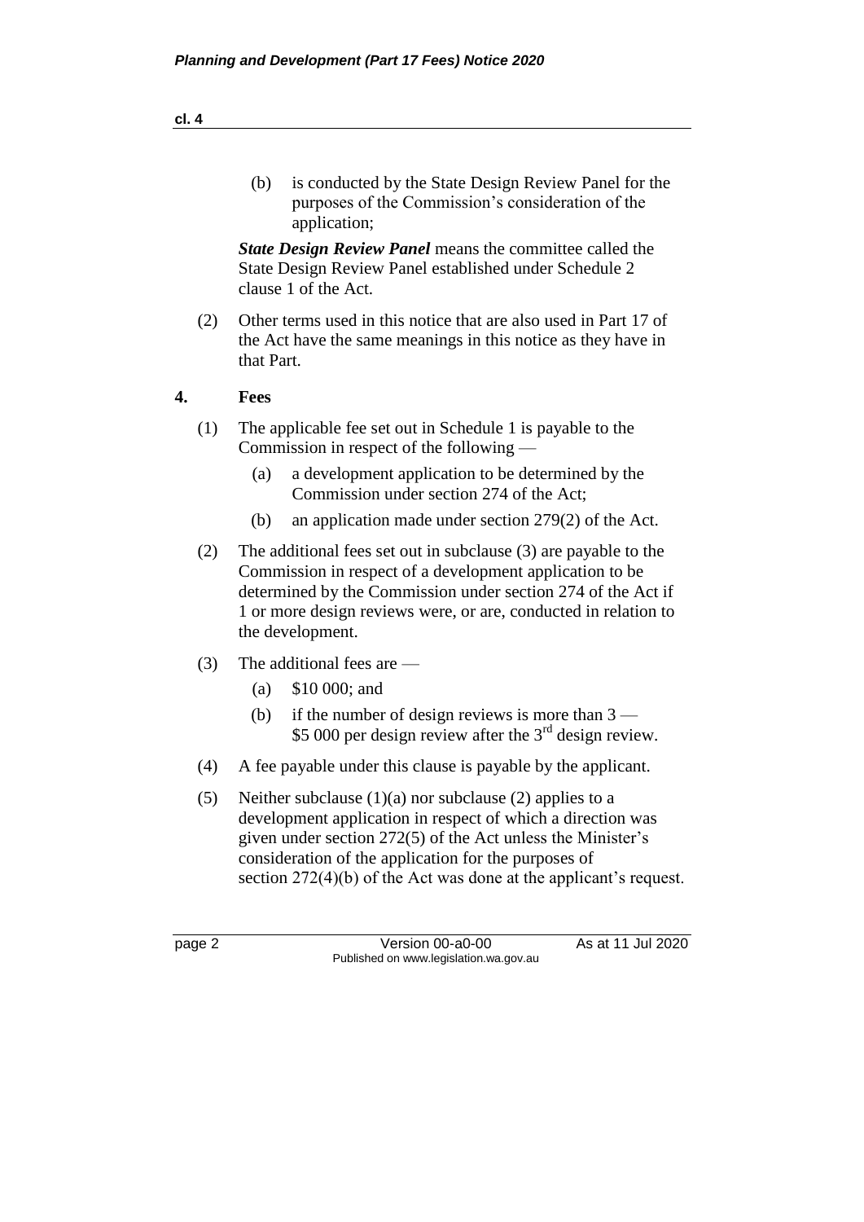(b) is conducted by the State Design Review Panel for the purposes of the Commission's consideration of the application;

***State Design Review Panel*** means the committee called the State Design Review Panel established under Schedule 2 clause 1 of the Act.

(2) Other terms used in this notice that are also used in Part 17 of the Act have the same meanings in this notice as they have in that Part.

## 4. Fees

(1) The applicable fee set out in Schedule 1 is payable to the Commission in respect of the following —

(a) a development application to be determined by the Commission under section 274 of the Act;

(b) an application made under section 279(2) of the Act.

(2) The additional fees set out in subclause (3) are payable to the Commission in respect of a development application to be determined by the Commission under section 274 of the Act if 1 or more design reviews were, or are, conducted in relation to the development.

(3) The additional fees are —

(a) $10 000; and

(b) if the number of design reviews is more than 3 — $5 000 per design review after the 3rd design review.

(4) A fee payable under this clause is payable by the applicant.

(5) Neither subclause (1)(a) nor subclause (2) applies to a development application in respect of which a direction was given under section 272(5) of the Act unless the Minister's consideration of the application for the purposes of section 272(4)(b) of the Act was done at the applicant's request.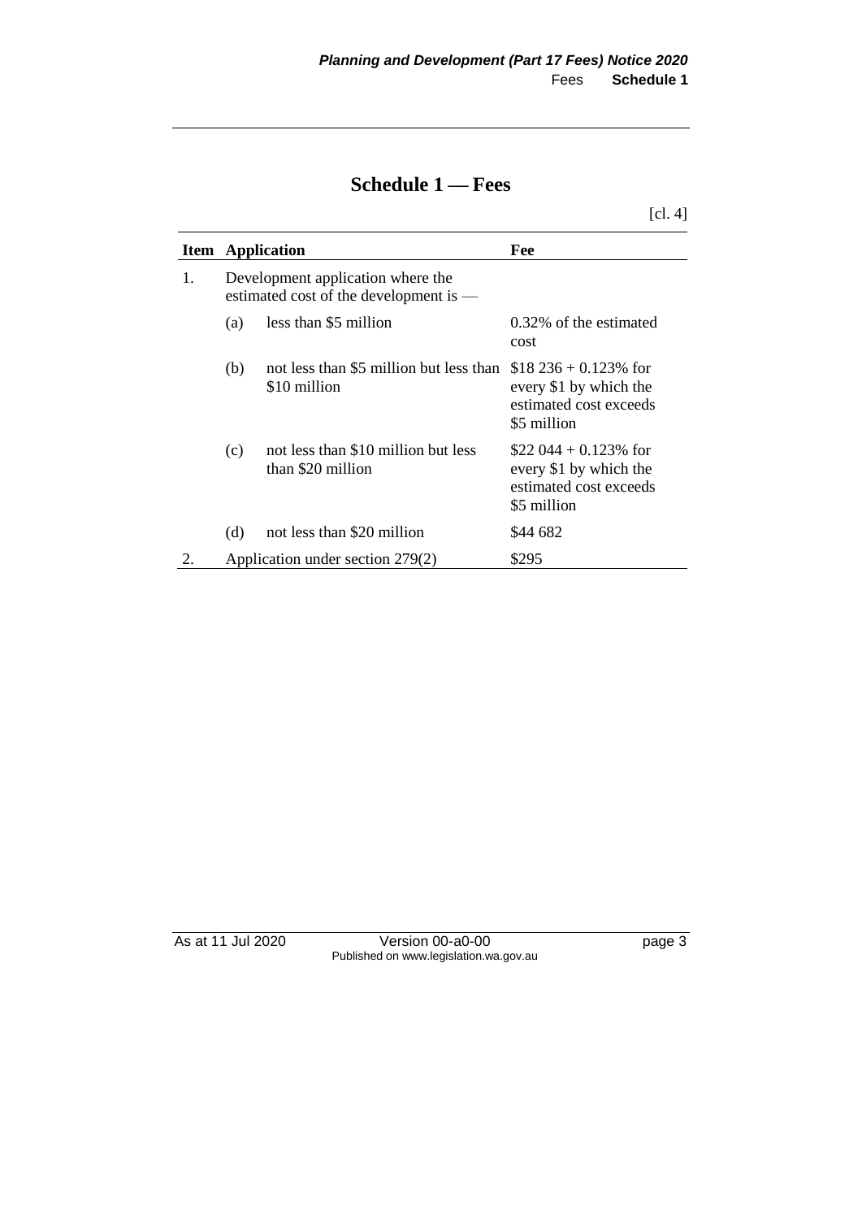# Schedule 1 — Fees

[cl. 4]

| Item | Application | | Fee |
|---|---|---|---|
| 1. | Development application where the estimated cost of the development is — | | |
| | (a) | less than \$5 million | 0.32% of the estimated cost |
| | (b) | not less than \$5 million but less than \$10 million | \$18 236 + 0.123% for every \$1 by which the estimated cost exceeds \$5 million |
| | (c) | not less than \$10 million but less than \$20 million | \$22 044 + 0.123% for every \$1 by which the estimated cost exceeds \$5 million |
| | (d) | not less than \$20 million | \$44 682 |
| 2. | Application under section 279(2) | | \$295 |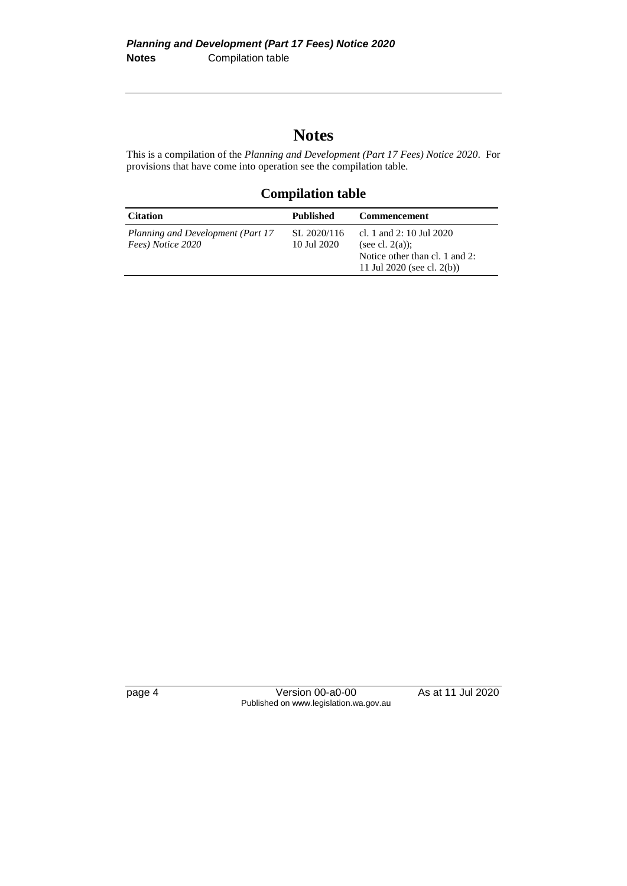# Notes

This is a compilation of the *Planning and Development (Part 17 Fees) Notice 2020*. For provisions that have come into operation see the compilation table.

## Compilation table

| Citation | Published | Commencement |
|---|---|---|
| *Planning and Development (Part 17 Fees) Notice 2020* | SL 2020/116 10 Jul 2020 | cl. 1 and 2: 10 Jul 2020 (see cl. 2(a)); Notice other than cl. 1 and 2: 11 Jul 2020 (see cl. 2(b)) |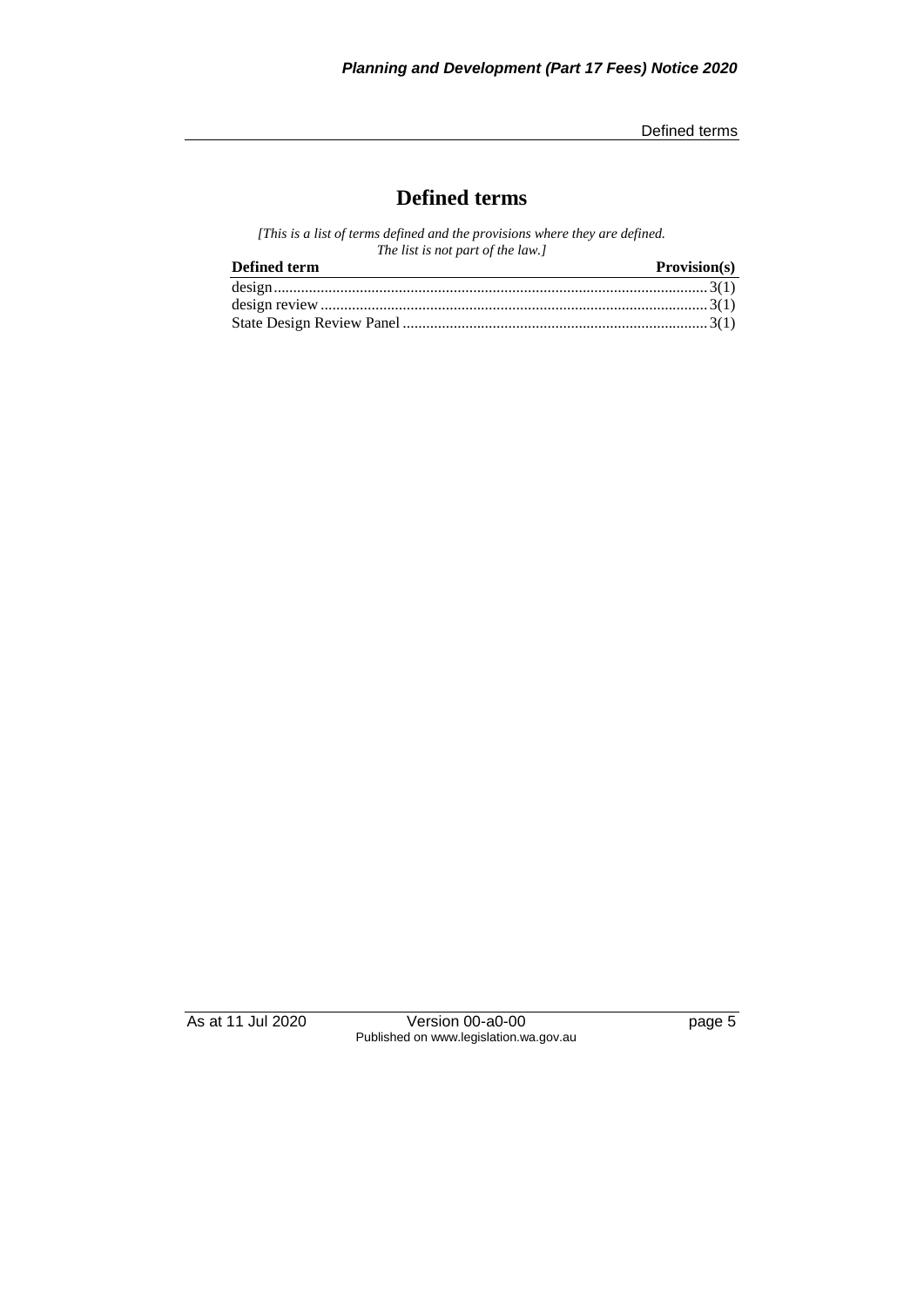# Defined terms

*[This is a list of terms defined and the provisions where they are defined. The list is not part of the law.]*

| Defined term | Provision(s) |
|---|---|
| design | 3(1) |
| design review | 3(1) |
| State Design Review Panel | 3(1) |